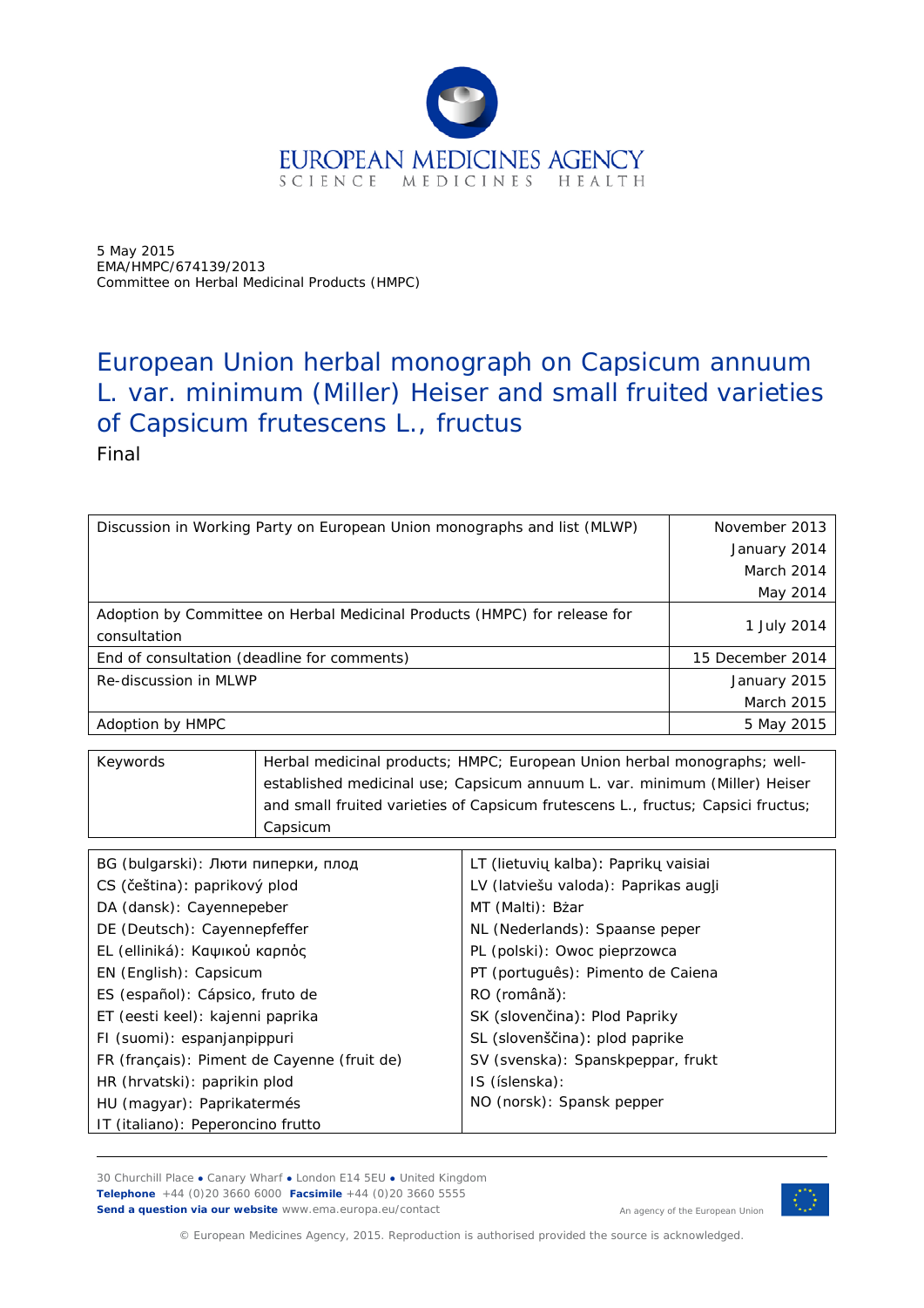EUROPEAN MEDICINES AGENCY
SCIENCE MEDICINES HEALTH

5 May 2015
EMA/HMPC/674139/2013
Committee on Herbal Medicinal Products (HMPC)

# European Union herbal monograph on Capsicum annuum L. var. minimum (Miller) Heiser and small fruited varieties of Capsicum frutescens L., fructus

Final

| | |
|---|---|
| Discussion in Working Party on European Union monographs and list (MLWP) | November 2013<br>January 2014<br>March 2014<br>May 2014 |
| Adoption by Committee on Herbal Medicinal Products (HMPC) for release for consultation | 1 July 2014 |
| End of consultation (deadline for comments) | 15 December 2014 |
| Re-discussion in MLWP | January 2015<br>March 2015 |
| Adoption by HMPC | 5 May 2015 |

| | |
|---|---|
| Keywords | Herbal medicinal products; HMPC; European Union herbal monographs; well-established medicinal use; Capsicum annuum L. var. minimum (Miller) Heiser and small fruited varieties of Capsicum frutescens L., fructus; Capsici fructus; Capsicum |

| | |
|---|---|
| BG (bulgarski): Люти пиперки, плод | LT (lietuvių kalba): Paprikų vaisiai |
| CS (čeština): paprikový plod | LV (latviešu valoda): Paprikas augļi |
| DA (dansk): Cayennepeber | MT (Malti): Bżar |
| DE (Deutsch): Cayennepfeffer | NL (Nederlands): Spaanse peper |
| EL (elliniká): Καψικού καρπός | PL (polski): Owoc pieprzowca |
| EN (English): Capsicum | PT (português): Pimento de Caiena |
| ES (español): Cápsico, fruto de | RO (română): |
| ET (eesti keel): kajenni paprika | SK (slovenčina): Plod Papriky |
| FI (suomi): espanjanpippuri | SL (slovenščina): plod paprike |
| FR (français): Piment de Cayenne (fruit de) | SV (svenska): Spanskpeppar, frukt |
| HR (hrvatski): paprikin plod | IS (íslenska): |
| HU (magyar): Paprikatermés | NO (norsk): Spansk pepper |
| IT (italiano): Peperoncino frutto | |

30 Churchill Place ● Canary Wharf ● London E14 5EU ● United Kingdom
**Telephone** +44 (0)20 3660 6000 **Facsimile** +44 (0)20 3660 5555
**Send a question via our website** www.ema.europa.eu/contact

An agency of the European Union

© European Medicines Agency, 2015. Reproduction is authorised provided the source is acknowledged.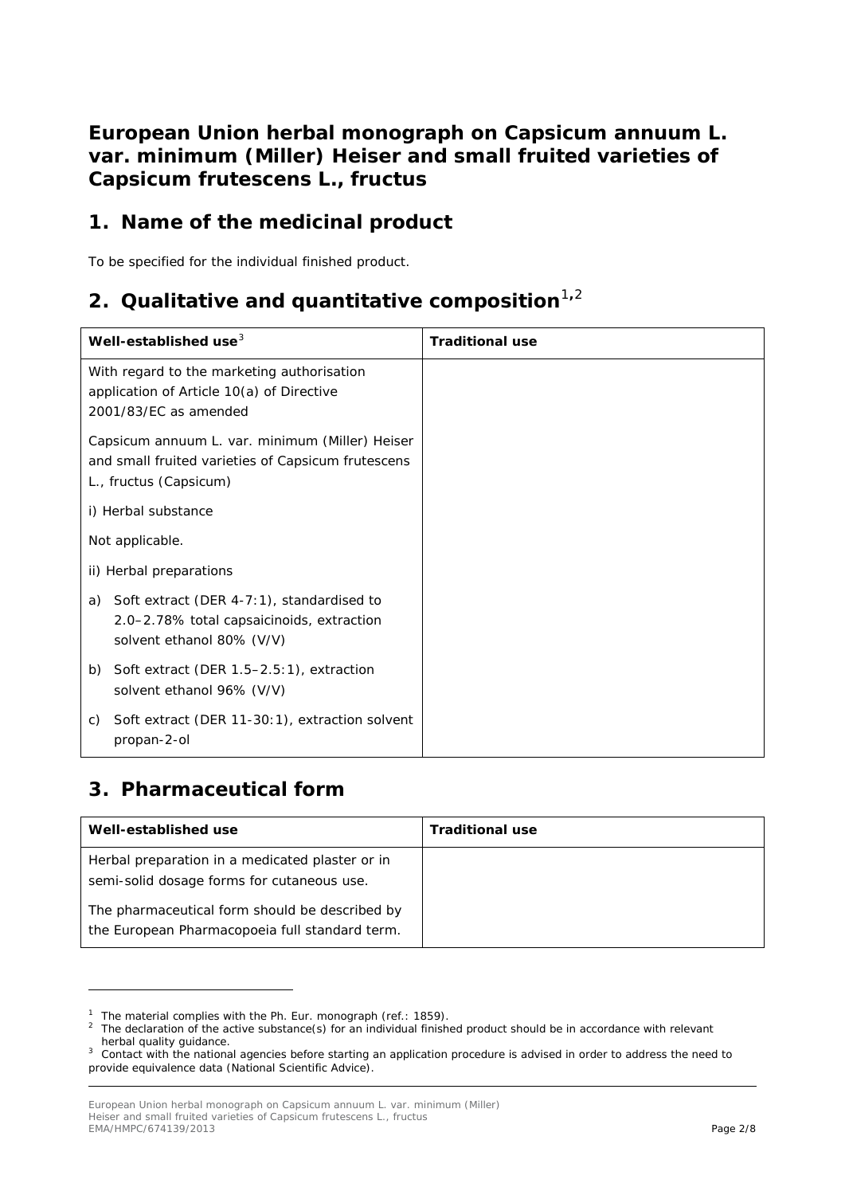# European Union herbal monograph on Capsicum annuum L. var. minimum (Miller) Heiser and small fruited varieties of Capsicum frutescens L., fructus

## 1. Name of the medicinal product

To be specified for the individual finished product.

## 2. Qualitative and quantitative composition[1,2]

| Well-established use[3] | Traditional use |
|---|---|
| With regard to the marketing authorisation application of Article 10(a) of Directive 2001/83/EC as amended<br><br>Capsicum annuum L. var. minimum (Miller) Heiser and small fruited varieties of Capsicum frutescens L., fructus (Capsicum)<br><br>i) Herbal substance<br><br>Not applicable.<br><br>ii) Herbal preparations<br><br>a) Soft extract (DER 4-7:1), standardised to 2.0–2.78% total capsaicinoids, extraction solvent ethanol 80% (V/V)<br><br>b) Soft extract (DER 1.5–2.5:1), extraction solvent ethanol 96% (V/V)<br><br>c) Soft extract (DER 11-30:1), extraction solvent propan-2-ol | |

## 3. Pharmaceutical form

| Well-established use | Traditional use |
|---|---|
| Herbal preparation in a medicated plaster or in semi-solid dosage forms for cutaneous use.<br><br>The pharmaceutical form should be described by the European Pharmacopoeia full standard term. | |

---

[1] The material complies with the Ph. Eur. monograph (ref.: 1859).

[2] The declaration of the active substance(s) for an individual finished product should be in accordance with relevant herbal quality guidance.

[3] Contact with the national agencies before starting an application procedure is advised in order to address the need to provide equivalence data (National Scientific Advice).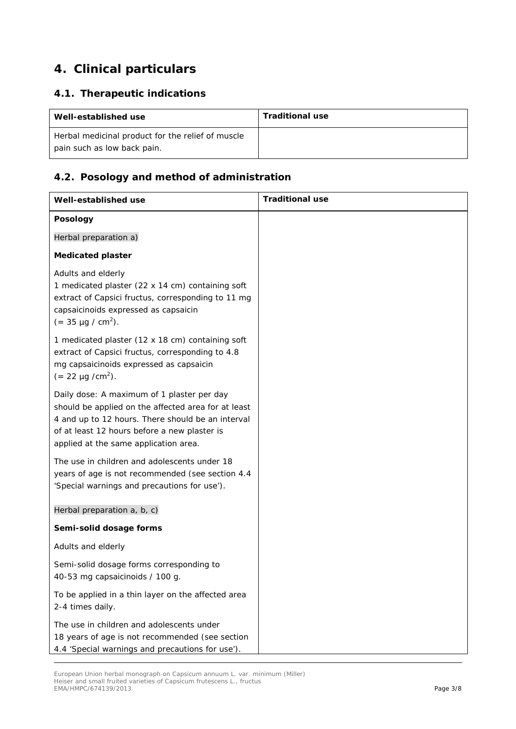# 4. Clinical particulars

## 4.1. Therapeutic indications

| Well-established use | Traditional use |
|---|---|
| Herbal medicinal product for the relief of muscle pain such as low back pain. | |

## 4.2. Posology and method of administration

| Well-established use | Traditional use |
|---|---|
| **Posology**<br><br>Herbal preparation a)<br><br>**Medicated plaster**<br><br>Adults and elderly<br>1 medicated plaster (22 x 14 cm) containing soft extract of Capsici fructus, corresponding to 11 mg capsaicinoids expressed as capsaicin (= 35 µg / $cm^2$).<br><br>1 medicated plaster (12 x 18 cm) containing soft extract of Capsici fructus, corresponding to 4.8 mg capsaicinoids expressed as capsaicin (= 22 µg /$cm^2$).<br><br>Daily dose: A maximum of 1 plaster per day should be applied on the affected area for at least 4 and up to 12 hours. There should be an interval of at least 12 hours before a new plaster is applied at the same application area.<br><br>The use in children and adolescents under 18 years of age is not recommended (see section 4.4 'Special warnings and precautions for use').<br><br>Herbal preparation a, b, c)<br><br>**Semi-solid dosage forms**<br><br>Adults and elderly<br><br>Semi-solid dosage forms corresponding to 40-53 mg capsaicinoids / 100 g.<br><br>To be applied in a thin layer on the affected area 2-4 times daily.<br><br>The use in children and adolescents under 18 years of age is not recommended (see section 4.4 'Special warnings and precautions for use'). | |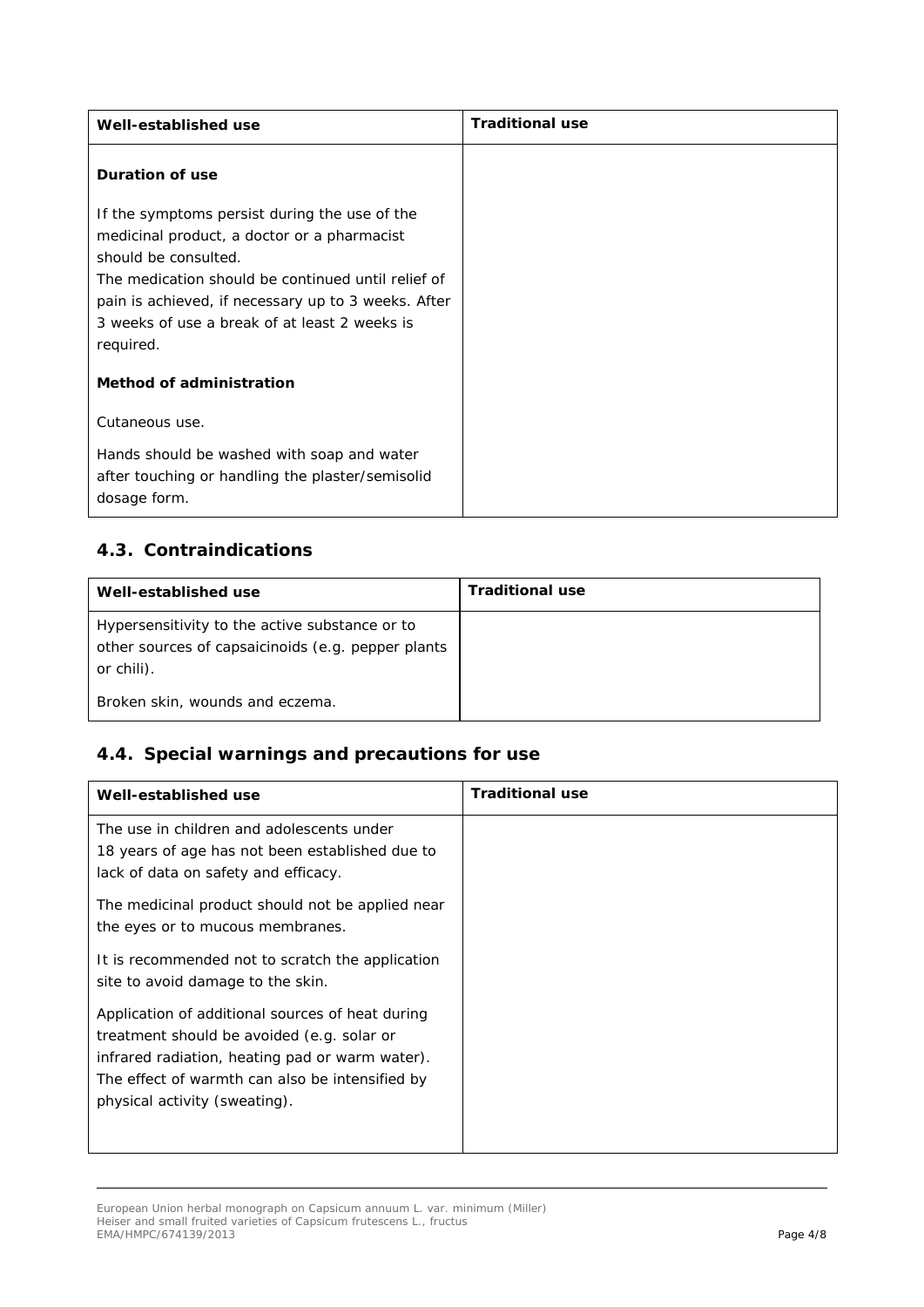| Well-established use | Traditional use |
|---|---|
| **Duration of use**<br><br>If the symptoms persist during the use of the medicinal product, a doctor or a pharmacist should be consulted.<br>The medication should be continued until relief of pain is achieved, if necessary up to 3 weeks. After 3 weeks of use a break of at least 2 weeks is required.<br><br>**Method of administration**<br><br>Cutaneous use.<br><br>Hands should be washed with soap and water after touching or handling the plaster/semisolid dosage form. | |

## 4.3. Contraindications

| Well-established use | Traditional use |
|---|---|
| Hypersensitivity to the active substance or to other sources of capsaicinoids (e.g. pepper plants or chili).<br><br>Broken skin, wounds and eczema. | |

## 4.4. Special warnings and precautions for use

| Well-established use | Traditional use |
|---|---|
| The use in children and adolescents under 18 years of age has not been established due to lack of data on safety and efficacy.<br><br>The medicinal product should not be applied near the eyes or to mucous membranes.<br><br>It is recommended not to scratch the application site to avoid damage to the skin.<br><br>Application of additional sources of heat during treatment should be avoided (e.g. solar or infrared radiation, heating pad or warm water). The effect of warmth can also be intensified by physical activity (sweating). | |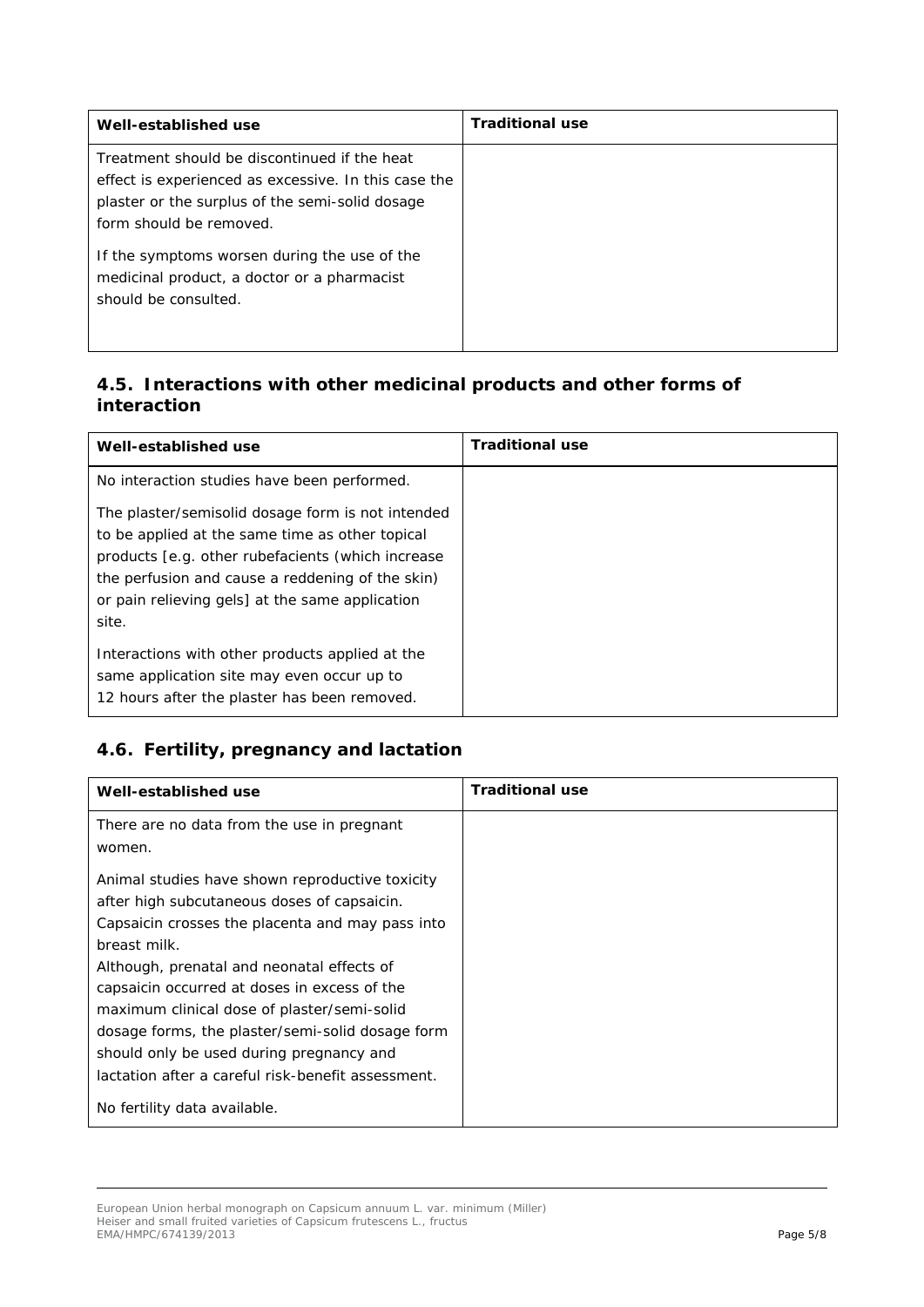| Well-established use | Traditional use |
|---|---|
| Treatment should be discontinued if the heat effect is experienced as excessive. In this case the plaster or the surplus of the semi-solid dosage form should be removed.<br><br>If the symptoms worsen during the use of the medicinal product, a doctor or a pharmacist should be consulted. | |

## 4.5. Interactions with other medicinal products and other forms of interaction

| Well-established use | Traditional use |
|---|---|
| No interaction studies have been performed.<br><br>The plaster/semisolid dosage form is not intended to be applied at the same time as other topical products [e.g. other rubefacients (which increase the perfusion and cause a reddening of the skin) or pain relieving gels] at the same application site.<br><br>Interactions with other products applied at the same application site may even occur up to 12 hours after the plaster has been removed. | |

## 4.6. Fertility, pregnancy and lactation

| Well-established use | Traditional use |
|---|---|
| There are no data from the use in pregnant women.<br><br>Animal studies have shown reproductive toxicity after high subcutaneous doses of capsaicin. Capsaicin crosses the placenta and may pass into breast milk.<br>Although, prenatal and neonatal effects of capsaicin occurred at doses in excess of the maximum clinical dose of plaster/semi-solid dosage forms, the plaster/semi-solid dosage form should only be used during pregnancy and lactation after a careful risk-benefit assessment.<br><br>No fertility data available. | |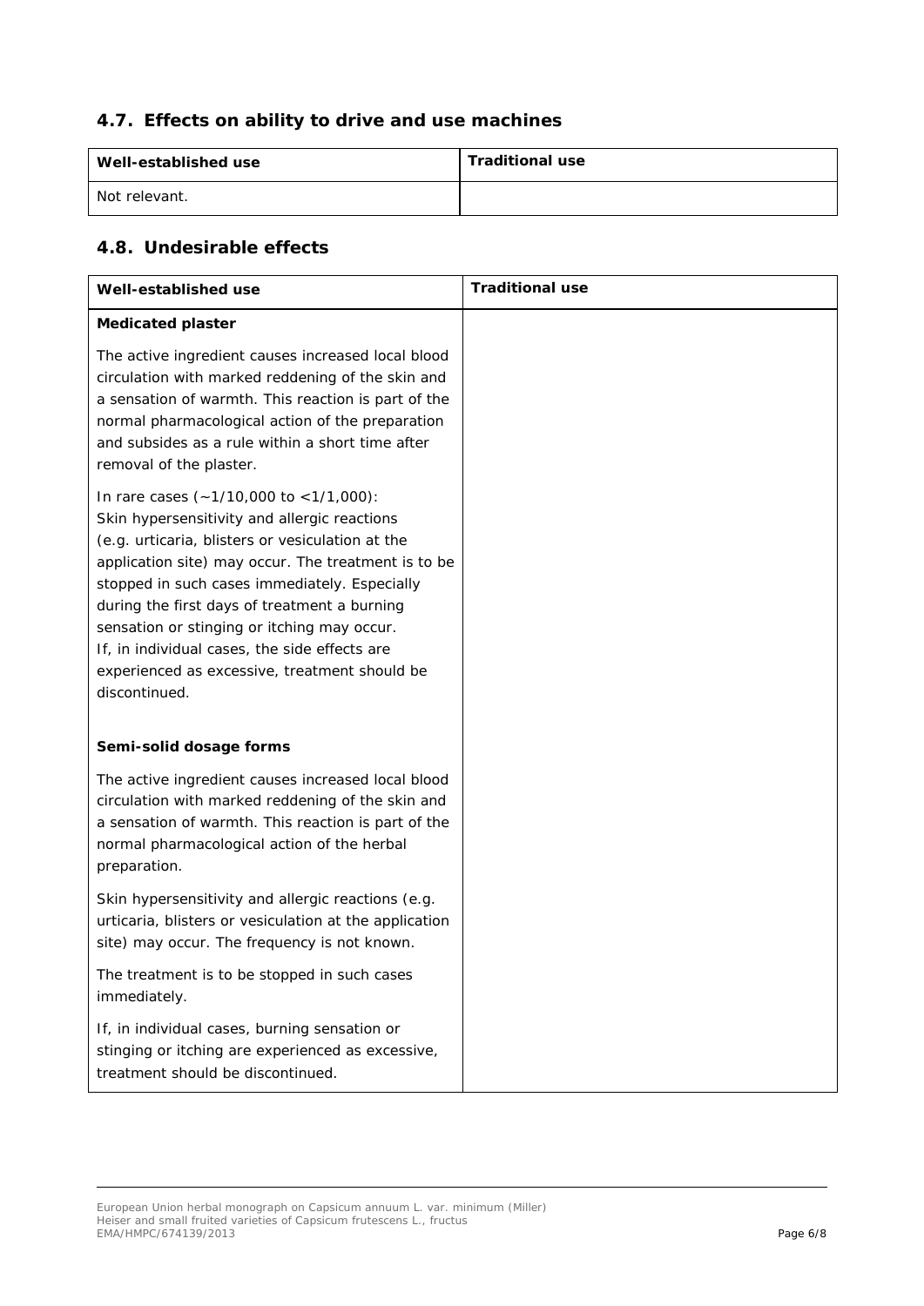## 4.7. Effects on ability to drive and use machines

| Well-established use | Traditional use |
|---|---|
| Not relevant. | |

## 4.8. Undesirable effects

| Well-established use | Traditional use |
|---|---|
| **Medicated plaster**<br><br>The active ingredient causes increased local blood circulation with marked reddening of the skin and a sensation of warmth. This reaction is part of the normal pharmacological action of the preparation and subsides as a rule within a short time after removal of the plaster.<br><br>In rare cases (~1/10,000 to <1/1,000):<br>Skin hypersensitivity and allergic reactions (e.g. urticaria, blisters or vesiculation at the application site) may occur. The treatment is to be stopped in such cases immediately. Especially during the first days of treatment a burning sensation or stinging or itching may occur.<br>If, in individual cases, the side effects are experienced as excessive, treatment should be discontinued.<br><br>**Semi-solid dosage forms**<br><br>The active ingredient causes increased local blood circulation with marked reddening of the skin and a sensation of warmth. This reaction is part of the normal pharmacological action of the herbal preparation.<br><br>Skin hypersensitivity and allergic reactions (e.g. urticaria, blisters or vesiculation at the application site) may occur. The frequency is not known.<br><br>The treatment is to be stopped in such cases immediately.<br><br>If, in individual cases, burning sensation or stinging or itching are experienced as excessive, treatment should be discontinued. | |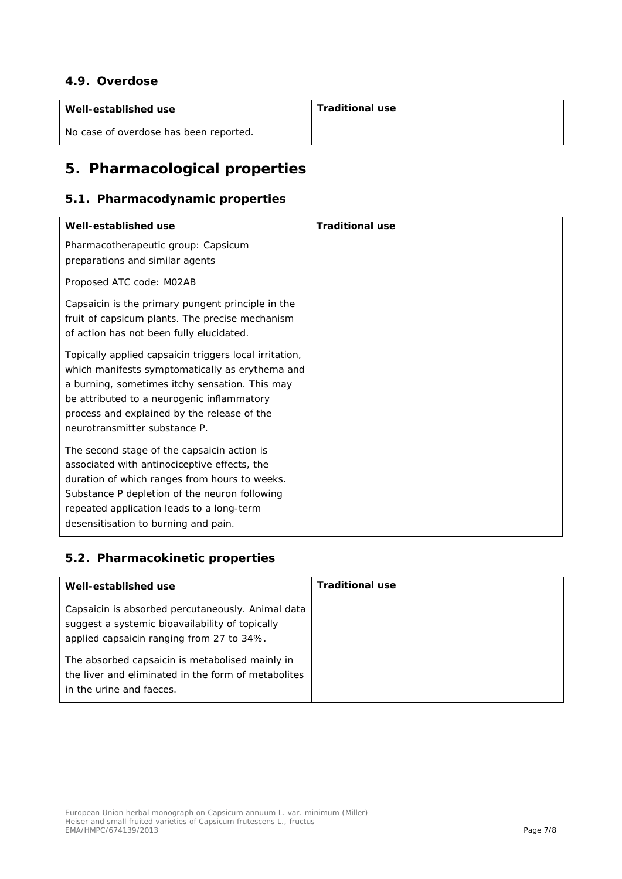### 4.9. Overdose

| Well-established use | Traditional use |
|---|---|
| No case of overdose has been reported. | |

## 5. Pharmacological properties

### 5.1. Pharmacodynamic properties

| Well-established use | Traditional use |
|---|---|
| Pharmacotherapeutic group: Capsicum preparations and similar agents<br><br>Proposed ATC code: M02AB<br><br>Capsaicin is the primary pungent principle in the fruit of capsicum plants. The precise mechanism of action has not been fully elucidated.<br><br>Topically applied capsaicin triggers local irritation, which manifests symptomatically as erythema and a burning, sometimes itchy sensation. This may be attributed to a neurogenic inflammatory process and explained by the release of the neurotransmitter substance P.<br><br>The second stage of the capsaicin action is associated with antinociceptive effects, the duration of which ranges from hours to weeks. Substance P depletion of the neuron following repeated application leads to a long-term desensitisation to burning and pain. | |

### 5.2. Pharmacokinetic properties

| Well-established use | Traditional use |
|---|---|
| Capsaicin is absorbed percutaneously. Animal data suggest a systemic bioavailability of topically applied capsaicin ranging from 27 to 34%.<br><br>The absorbed capsaicin is metabolised mainly in the liver and eliminated in the form of metabolites in the urine and faeces. | |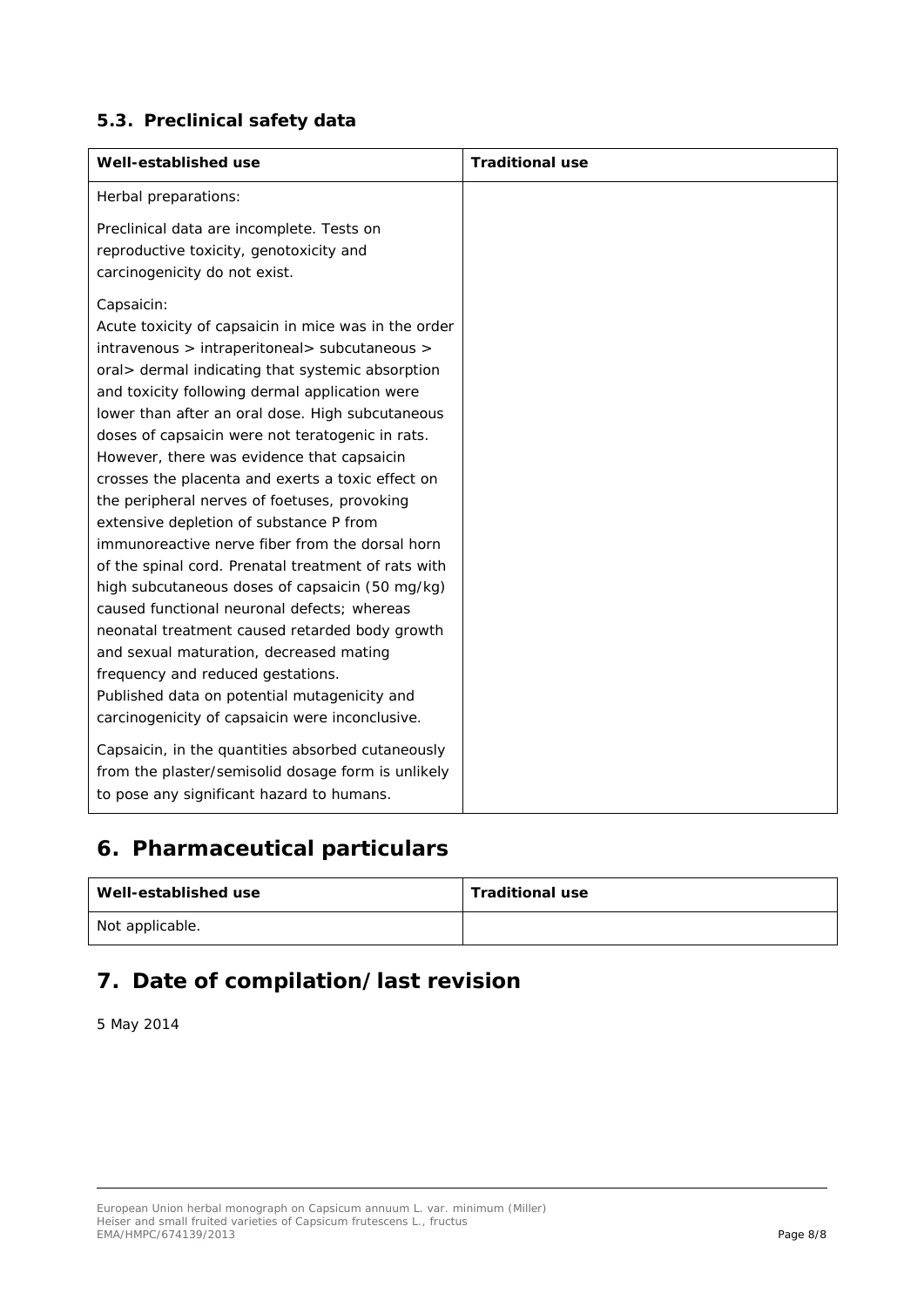### 5.3. Preclinical safety data

| Well-established use | Traditional use |
|---|---|
| Herbal preparations:<br><br>Preclinical data are incomplete. Tests on reproductive toxicity, genotoxicity and carcinogenicity do not exist.<br><br>Capsaicin:<br>Acute toxicity of capsaicin in mice was in the order intravenous > intraperitoneal> subcutaneous > oral> dermal indicating that systemic absorption and toxicity following dermal application were lower than after an oral dose. High subcutaneous doses of capsaicin were not teratogenic in rats. However, there was evidence that capsaicin crosses the placenta and exerts a toxic effect on the peripheral nerves of foetuses, provoking extensive depletion of substance P from immunoreactive nerve fiber from the dorsal horn of the spinal cord. Prenatal treatment of rats with high subcutaneous doses of capsaicin (50 mg/kg) caused functional neuronal defects; whereas neonatal treatment caused retarded body growth and sexual maturation, decreased mating frequency and reduced gestations.<br>Published data on potential mutagenicity and carcinogenicity of capsaicin were inconclusive.<br><br>Capsaicin, in the quantities absorbed cutaneously from the plaster/semisolid dosage form is unlikely to pose any significant hazard to humans. | |

## 6. Pharmaceutical particulars

| Well-established use | Traditional use |
|---|---|
| Not applicable. | |

## 7. Date of compilation/last revision

5 May 2014